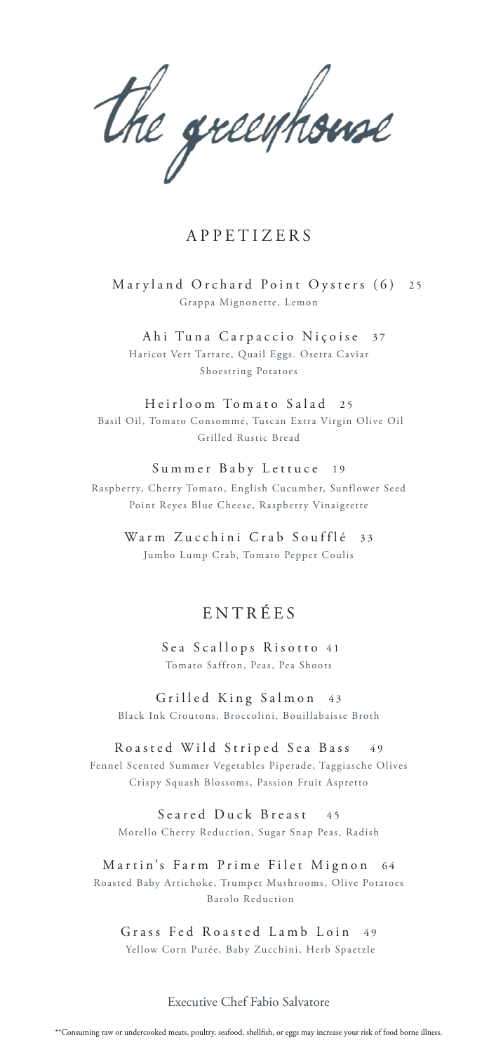# the greenhouse

## APPETIZERS

**Maryland Orchard Point Oysters (6)** 25
Grappa Mignonette, Lemon

**Ahi Tuna Carpaccio Niçoise** 37
Haricot Vert Tartare, Quail Eggs. Osetra Caviar
Shoestring Potatoes

**Heirloom Tomato Salad** 25
Basil Oil, Tomato Consommé, Tuscan Extra Virgin Olive Oil
Grilled Rustic Bread

**Summer Baby Lettuce** 19
Raspberry, Cherry Tomato, English Cucumber, Sunflower Seed
Point Reyes Blue Cheese, Raspberry Vinaigrette

**Warm Zucchini Crab Soufflé** 33
Jumbo Lump Crab, Tomato Pepper Coulis

## ENTRÉES

**Sea Scallops Risotto** 41
Tomato Saffron, Peas, Pea Shoots

**Grilled King Salmon** 43
Black Ink Croutons, Broccolini, Bouillabaisse Broth

**Roasted Wild Striped Sea Bass** 49
Fennel Scented Summer Vegetables Piperade, Taggiasche Olives
Crispy Squash Blossoms, Passion Fruit Aspretto

**Seared Duck Breast** 45
Morello Cherry Reduction, Sugar Snap Peas, Radish

**Martin's Farm Prime Filet Mignon** 64
Roasted Baby Artichoke, Trumpet Mushrooms, Olive Potatoes
Barolo Reduction

**Grass Fed Roasted Lamb Loin** 49
Yellow Corn Purée, Baby Zucchini, Herb Spaetzle

Executive Chef Fabio Salvatore

**Consuming raw or undercooked meats, poultry, seafood, shellfish, or eggs may increase your risk of food borne illness.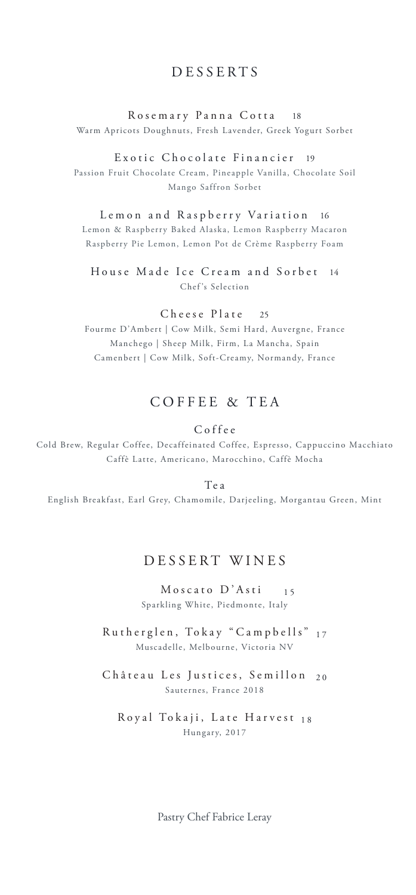# DESSERTS

**Rosemary Panna Cotta** 18

Warm Apricots Doughnuts, Fresh Lavender, Greek Yogurt Sorbet

**Exotic Chocolate Financier** 19

Passion Fruit Chocolate Cream, Pineapple Vanilla, Chocolate Soil
Mango Saffron Sorbet

**Lemon and Raspberry Variation** 16

Lemon & Raspberry Baked Alaska, Lemon Raspberry Macaron
Raspberry Pie Lemon, Lemon Pot de Crème Raspberry Foam

**House Made Ice Cream and Sorbet** 14

Chef's Selection

**Cheese Plate** 25

Fourme D'Ambert | Cow Milk, Semi Hard, Auvergne, France
Manchego | Sheep Milk, Firm, La Mancha, Spain
Camenbert | Cow Milk, Soft-Creamy, Normandy, France

# COFFEE & TEA

**Coffee**

Cold Brew, Regular Coffee, Decaffeinated Coffee, Espresso, Cappuccino Macchiato
Caffè Latte, Americano, Marocchino, Caffè Mocha

**Tea**

English Breakfast, Earl Grey, Chamomile, Darjeeling, Morgantau Green, Mint

# DESSERT WINES

**Moscato D'Asti** 15

Sparkling White, Piedmonte, Italy

**Rutherglen, Tokay "Campbells"** 17

Muscadelle, Melbourne, Victoria NV

**Château Les Justices, Semillon** 20

Sauternes, France 2018

**Royal Tokaji, Late Harvest** 18

Hungary, 2017

Pastry Chef Fabrice Leray